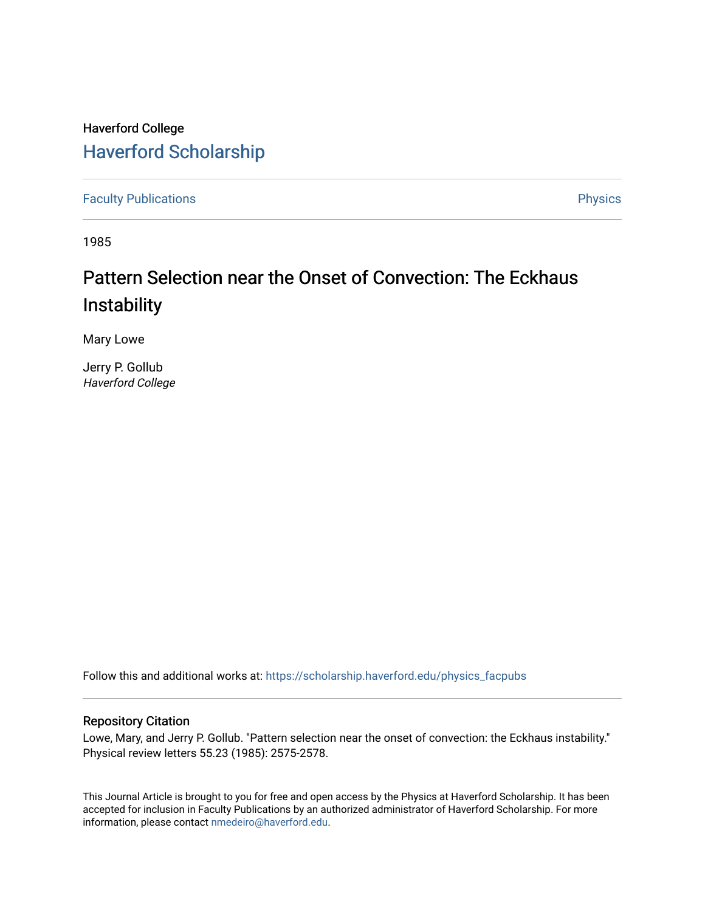Haverford College

# Haverford Scholarship

Faculty Publications

Physics

1985

## Pattern Selection near the Onset of Convection: The Eckhaus Instability

Mary Lowe

Jerry P. Gollub
*Haverford College*

Follow this and additional works at: https://scholarship.haverford.edu/physics_facpubs

### Repository Citation

Lowe, Mary, and Jerry P. Gollub. "Pattern selection near the onset of convection: the Eckhaus instability." Physical review letters 55.23 (1985): 2575-2578.

This Journal Article is brought to you for free and open access by the Physics at Haverford Scholarship. It has been accepted for inclusion in Faculty Publications by an authorized administrator of Haverford Scholarship. For more information, please contact nmedeiro@haverford.edu.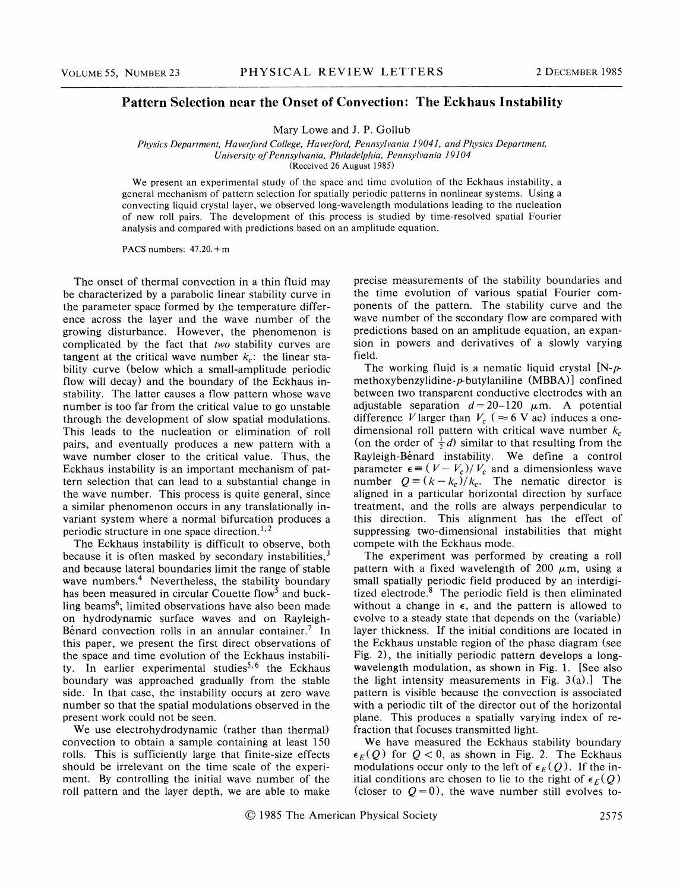# Pattern Selection near the Onset of Convection: The Eckhaus Instability

Mary Lowe and J. P. Gollub

*Physics Department, Haverford College, Haverford, Pennsylvania 19041, and Physics Department, University of Pennsylvania, Philadelphia, Pennsylvania 19104*
(Received 26 August 1985)

We present an experimental study of the space and time evolution of the Eckhaus instability, a general mechanism of pattern selection for spatially periodic patterns in nonlinear systems. Using a convecting liquid crystal layer, we observed long-wavelength modulations leading to the nucleation of new roll pairs. The development of this process is studied by time-resolved spatial Fourier analysis and compared with predictions based on an amplitude equation.

PACS numbers: 47.20.+m

The onset of thermal convection in a thin fluid may be characterized by a parabolic linear stability curve in the parameter space formed by the temperature difference across the layer and the wave number of the growing disturbance. However, the phenomenon is complicated by the fact that *two* stability curves are tangent at the critical wave number $k_c$: the linear stability curve (below which a small-amplitude periodic flow will decay) and the boundary of the Eckhaus instability. The latter causes a flow pattern whose wave number is too far from the critical value to go unstable through the development of slow spatial modulations. This leads to the nucleation or elimination of roll pairs, and eventually produces a new pattern with a wave number closer to the critical value. Thus, the Eckhaus instability is an important mechanism of pattern selection that can lead to a substantial change in the wave number. This process is quite general, since a similar phenomenon occurs in any translationally invariant system where a normal bifurcation produces a periodic structure in one space direction.[1,2]

The Eckhaus instability is difficult to observe, both because it is often masked by secondary instabilities,[3] and because lateral boundaries limit the range of stable wave numbers.[4] Nevertheless, the stability boundary has been measured in circular Couette flow[5] and buckling beams[6]; limited observations have also been made on hydrodynamic surface waves and on Rayleigh-Bénard convection rolls in an annular container.[7] In this paper, we present the first direct observations of the space and time evolution of the Eckhaus instability. In earlier experimental studies[5,6] the Eckhaus boundary was approached gradually from the stable side. In that case, the instability occurs at zero wave number so that the spatial modulations observed in the present work could not be seen.

We use electrohydrodynamic (rather than thermal) convection to obtain a sample containing at least 150 rolls. This is sufficiently large that finite-size effects should be irrelevant on the time scale of the experiment. By controlling the initial wave number of the roll pattern and the layer depth, we are able to make precise measurements of the stability boundaries and the time evolution of various spatial Fourier components of the pattern. The stability curve and the wave number of the secondary flow are compared with predictions based on an amplitude equation, an expansion in powers and derivatives of a slowly varying field.

The working fluid is a nematic liquid crystal [N-$p$-methoxybenzylidine-$p$-butylaniline (MBBA)] confined between two transparent conductive electrodes with an adjustable separation $d = 20$–$120$ $\mu$m. A potential difference $V$ larger than $V_c$ ($\approx 6$ V ac) induces a one-dimensional roll pattern with critical wave number $k_c$ (on the order of $\frac{1}{2}d$) similar to that resulting from the Rayleigh-Bénard instability. We define a control parameter $\epsilon \equiv (V - V_c)/V_c$ and a dimensionless wave number $Q \equiv (k - k_c)/k_c$. The nematic director is aligned in a particular horizontal direction by surface treatment, and the rolls are always perpendicular to this direction. This alignment has the effect of suppressing two-dimensional instabilities that might compete with the Eckhaus mode.

The experiment was performed by creating a roll pattern with a fixed wavelength of 200 $\mu$m, using a small spatially periodic field produced by an interdigitized electrode.[8] The periodic field is then eliminated without a change in $\epsilon$, and the pattern is allowed to evolve to a steady state that depends on the (variable) layer thickness. If the initial conditions are located in the Eckhaus unstable region of the phase diagram (see Fig. 2), the initially periodic pattern develops a long-wavelength modulation, as shown in Fig. 1. [See also the light intensity measurements in Fig. 3(a).] The pattern is visible because the convection is associated with a periodic tilt of the director out of the horizontal plane. This produces a spatially varying index of refraction that focuses transmitted light.

We have measured the Eckhaus stability boundary $\epsilon_E(Q)$ for $Q < 0$, as shown in Fig. 2. The Eckhaus modulations occur only to the left of $\epsilon_E(Q)$. If the initial conditions are chosen to lie to the right of $\epsilon_E(Q)$ (closer to $Q = 0$), the wave number still evolves to-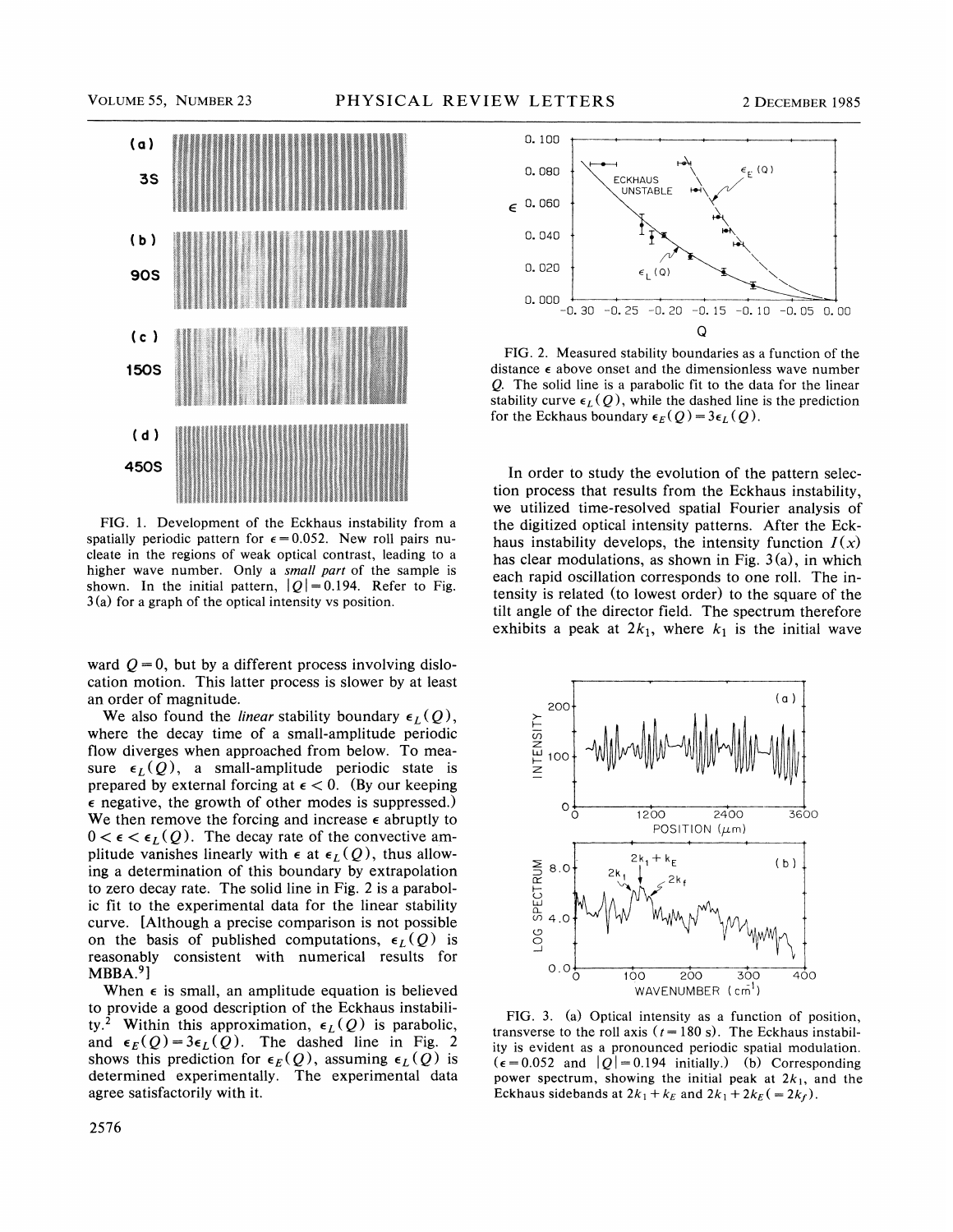FIG. 1. Development of the Eckhaus instability from a spatially periodic pattern for $\epsilon = 0.052$. New roll pairs nucleate in the regions of weak optical contrast, leading to a higher wave number. Only a *small part* of the sample is shown. In the initial pattern, $|Q| = 0.194$. Refer to Fig. 3(a) for a graph of the optical intensity vs position.

ward $Q = 0$, but by a different process involving dislocation motion. This latter process is slower by at least an order of magnitude.

We also found the *linear* stability boundary $\epsilon_L(Q)$, where the decay time of a small-amplitude periodic flow diverges when approached from below. To measure $\epsilon_L(Q)$, a small-amplitude periodic state is prepared by external forcing at $\epsilon < 0$. (By our keeping $\epsilon$ negative, the growth of other modes is suppressed.) We then remove the forcing and increase $\epsilon$ abruptly to $0 < \epsilon < \epsilon_L(Q)$. The decay rate of the convective amplitude vanishes linearly with $\epsilon$ at $\epsilon_L(Q)$, thus allowing a determination of this boundary by extrapolation to zero decay rate. The solid line in Fig. 2 is a parabolic fit to the experimental data for the linear stability curve. [Although a precise comparison is not possible on the basis of published computations, $\epsilon_L(Q)$ is reasonably consistent with numerical results for MBBA.[9]]

When $\epsilon$ is small, an amplitude equation is believed to provide a good description of the Eckhaus instability.[2] Within this approximation, $\epsilon_L(Q)$ is parabolic, and $\epsilon_E(Q) = 3\epsilon_L(Q)$. The dashed line in Fig. 2 shows this prediction for $\epsilon_E(Q)$, assuming $\epsilon_L(Q)$ is determined experimentally. The experimental data agree satisfactorily with it.

FIG. 2. Measured stability boundaries as a function of the distance $\epsilon$ above onset and the dimensionless wave number $Q$. The solid line is a parabolic fit to the data for the linear stability curve $\epsilon_L(Q)$, while the dashed line is the prediction for the Eckhaus boundary $\epsilon_E(Q) = 3\epsilon_L(Q)$.

In order to study the evolution of the pattern selection process that results from the Eckhaus instability, we utilized time-resolved spatial Fourier analysis of the digitized optical intensity patterns. After the Eckhaus instability develops, the intensity function $I(x)$ has clear modulations, as shown in Fig. 3(a), in which each rapid oscillation corresponds to one roll. The intensity is related (to lowest order) to the square of the tilt angle of the director field. The spectrum therefore exhibits a peak at $2k_1$, where $k_1$ is the initial wave

FIG. 3. (a) Optical intensity as a function of position, transverse to the roll axis ($t = 180$ s). The Eckhaus instability is evident as a pronounced periodic spatial modulation. ($\epsilon = 0.052$ and $|Q| = 0.194$ initially.) (b) Corresponding power spectrum, showing the initial peak at $2k_1$, and the Eckhaus sidebands at $2k_1 + k_E$ and $2k_1 + 2k_E (= 2k_f)$.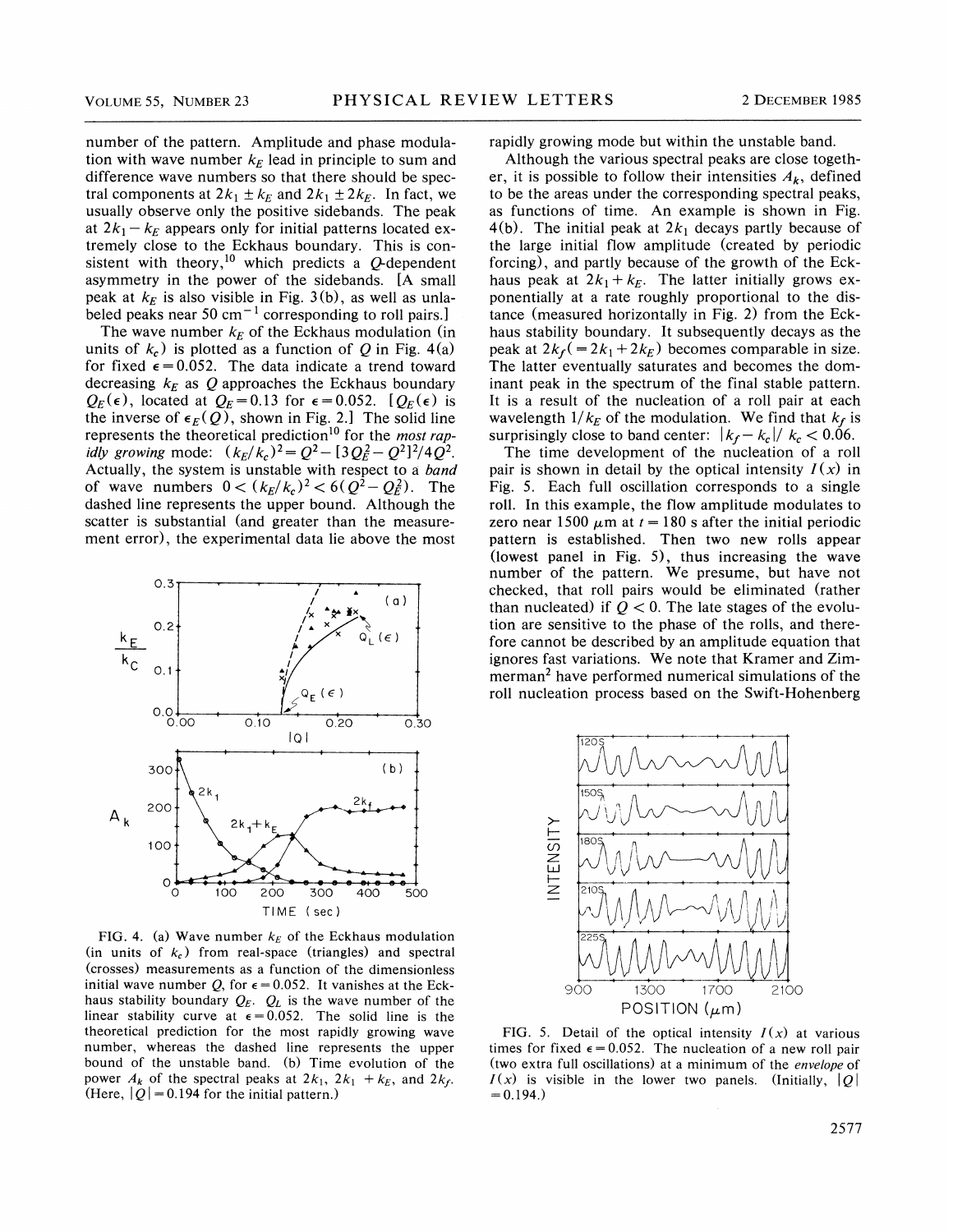number of the pattern. Amplitude and phase modulation with wave number $k_E$ lead in principle to sum and difference wave numbers so that there should be spectral components at $2k_1 \pm k_E$ and $2k_1 \pm 2k_E$. In fact, we usually observe only the positive sidebands. The peak at $2k_1 - k_E$ appears only for initial patterns located extremely close to the Eckhaus boundary. This is consistent with theory,[10] which predicts a $Q$-dependent asymmetry in the power of the sidebands. [A small peak at $k_E$ is also visible in Fig. 3(b), as well as unlabeled peaks near 50 cm$^{-1}$ corresponding to roll pairs.]

The wave number $k_E$ of the Eckhaus modulation (in units of $k_c$) is plotted as a function of $Q$ in Fig. 4(a) for fixed $\epsilon = 0.052$. The data indicate a trend toward decreasing $k_E$ as $Q$ approaches the Eckhaus boundary $Q_E(\epsilon)$, located at $Q_E = 0.13$ for $\epsilon = 0.052$. [$Q_E(\epsilon)$ is the inverse of $\epsilon_E(Q)$, shown in Fig. 2.] The solid line represents the theoretical prediction[10] for the *most rapidly growing* mode: $(k_E/k_c)^2 = Q^2 - [3Q_E^2 - Q^2]^2/4Q^2$. Actually, the system is unstable with respect to a *band* of wave numbers $0 < (k_E/k_c)^2 < 6(Q^2 - Q_E^2)$. The dashed line represents the upper bound. Although the scatter is substantial (and greater than the measurement error), the experimental data lie above the most rapidly growing mode but within the unstable band.

FIG. 4. (a) Wave number $k_E$ of the Eckhaus modulation (in units of $k_c$) from real-space (triangles) and spectral (crosses) measurements as a function of the dimensionless initial wave number $Q$, for $\epsilon = 0.052$. It vanishes at the Eckhaus stability boundary $Q_E$. $Q_L$ is the wave number of the linear stability curve at $\epsilon = 0.052$. The solid line is the theoretical prediction for the most rapidly growing wave number, whereas the dashed line represents the upper bound of the unstable band. (b) Time evolution of the power $A_k$ of the spectral peaks at $2k_1$, $2k_1 + k_E$, and $2k_f$. (Here, $|Q| = 0.194$ for the initial pattern.)

Although the various spectral peaks are close together, it is possible to follow their intensities $A_k$, defined to be the areas under the corresponding spectral peaks, as functions of time. An example is shown in Fig. 4(b). The initial peak at $2k_1$ decays partly because of the large initial flow amplitude (created by periodic forcing), and partly because of the growth of the Eckhaus peak at $2k_1 + k_E$. The latter initially grows exponentially at a rate roughly proportional to the distance (measured horizontally in Fig. 2) from the Eckhaus stability boundary. It subsequently decays as the peak at $2k_f (= 2k_1 + 2k_E)$ becomes comparable in size. The latter eventually saturates and becomes the dominant peak in the spectrum of the final stable pattern. It is a result of the nucleation of a roll pair at each wavelength $1/k_E$ of the modulation. We find that $k_f$ is surprisingly close to band center: $|k_f - k_c|/k_c < 0.06$.

The time development of the nucleation of a roll pair is shown in detail by the optical intensity $I(x)$ in Fig. 5. Each full oscillation corresponds to a single roll. In this example, the flow amplitude modulates to zero near 1500 $\mu$m at $t = 180$ s after the initial periodic pattern is established. Then two new rolls appear (lowest panel in Fig. 5), thus increasing the wave number of the pattern. We presume, but have not checked, that roll pairs would be eliminated (rather than nucleated) if $Q < 0$. The late stages of the evolution are sensitive to the phase of the rolls, and therefore cannot be described by an amplitude equation that ignores fast variations. We note that Kramer and Zimmerman[2] have performed numerical simulations of the roll nucleation process based on the Swift-Hohenberg

FIG. 5. Detail of the optical intensity $I(x)$ at various times for fixed $\epsilon = 0.052$. The nucleation of a new roll pair (two extra full oscillations) at a minimum of the *envelope* of $I(x)$ is visible in the lower two panels. (Initially, $|Q| = 0.194$.)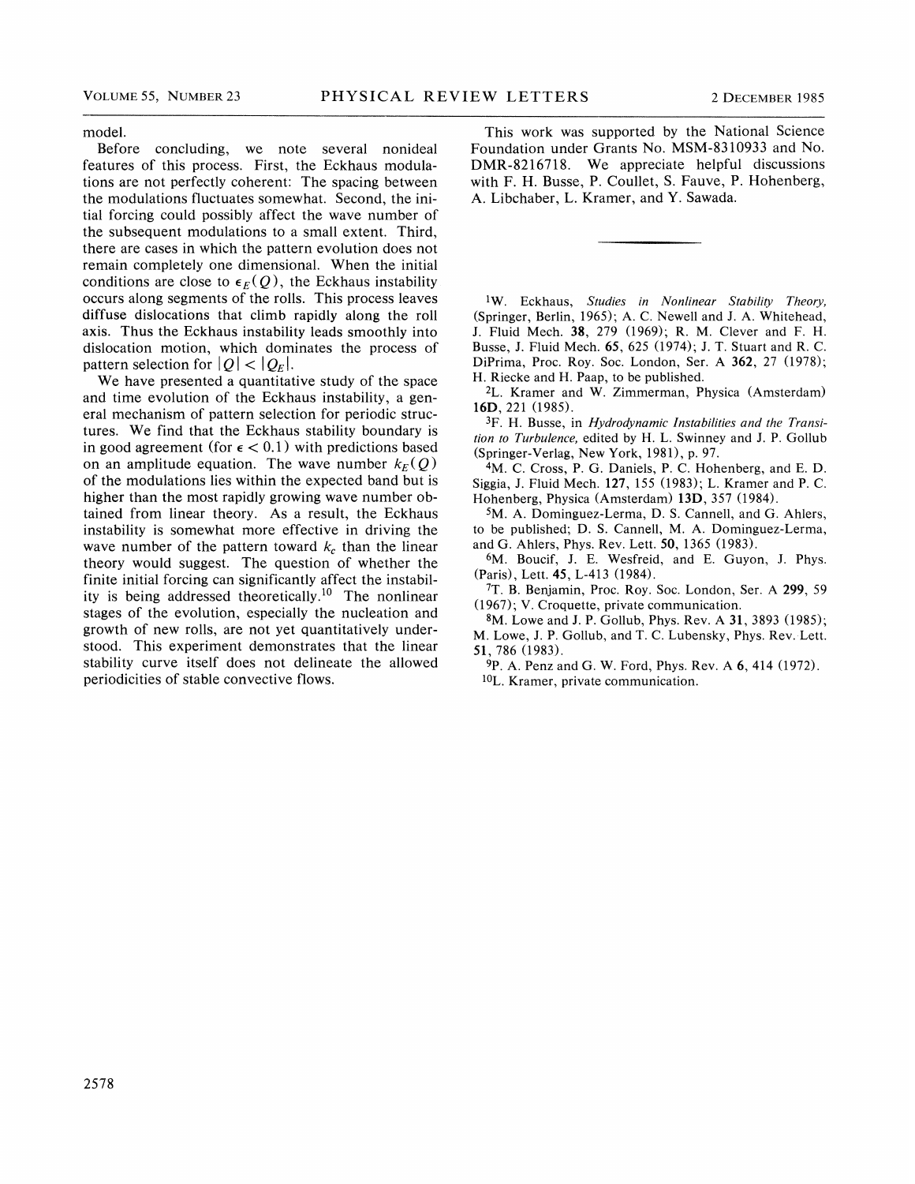model.

Before concluding, we note several nonideal features of this process. First, the Eckhaus modulations are not perfectly coherent: The spacing between the modulations fluctuates somewhat. Second, the initial forcing could possibly affect the wave number of the subsequent modulations to a small extent. Third, there are cases in which the pattern evolution does not remain completely one dimensional. When the initial conditions are close to $\epsilon_E(Q)$, the Eckhaus instability occurs along segments of the rolls. This process leaves diffuse dislocations that climb rapidly along the roll axis. Thus the Eckhaus instability leads smoothly into dislocation motion, which dominates the process of pattern selection for $|Q| < |Q_E|$.

We have presented a quantitative study of the space and time evolution of the Eckhaus instability, a general mechanism of pattern selection for periodic structures. We find that the Eckhaus stability boundary is in good agreement (for $\epsilon < 0.1$) with predictions based on an amplitude equation. The wave number $k_E(Q)$ of the modulations lies within the expected band but is higher than the most rapidly growing wave number obtained from linear theory. As a result, the Eckhaus instability is somewhat more effective in driving the wave number of the pattern toward $k_c$ than the linear theory would suggest. The question of whether the finite initial forcing can significantly affect the instability is being addressed theoretically.[10] The nonlinear stages of the evolution, especially the nucleation and growth of new rolls, are not yet quantitatively understood. This experiment demonstrates that the linear stability curve itself does not delineate the allowed periodicities of stable convective flows.

This work was supported by the National Science Foundation under Grants No. MSM-8310933 and No. DMR-8216718. We appreciate helpful discussions with F. H. Busse, P. Coullet, S. Fauve, P. Hohenberg, A. Libchaber, L. Kramer, and Y. Sawada.

---

[1] W. Eckhaus, *Studies in Nonlinear Stability Theory,* (Springer, Berlin, 1965); A. C. Newell and J. A. Whitehead, J. Fluid Mech. **38**, 279 (1969); R. M. Clever and F. H. Busse, J. Fluid Mech. **65**, 625 (1974); J. T. Stuart and R. C. DiPrima, Proc. Roy. Soc. London, Ser. A **362**, 27 (1978); H. Riecke and H. Paap, to be published.

[2] L. Kramer and W. Zimmerman, Physica (Amsterdam) **16D**, 221 (1985).

[3] F. H. Busse, in *Hydrodynamic Instabilities and the Transition to Turbulence,* edited by H. L. Swinney and J. P. Gollub (Springer-Verlag, New York, 1981), p. 97.

[4] M. C. Cross, P. G. Daniels, P. C. Hohenberg, and E. D. Siggia, J. Fluid Mech. **127**, 155 (1983); L. Kramer and P. C. Hohenberg, Physica (Amsterdam) **13D**, 357 (1984).

[5] M. A. Dominguez-Lerma, D. S. Cannell, and G. Ahlers, to be published; D. S. Cannell, M. A. Dominguez-Lerma, and G. Ahlers, Phys. Rev. Lett. **50**, 1365 (1983).

[6] M. Boucif, J. E. Wesfreid, and E. Guyon, J. Phys. (Paris), Lett. **45**, L-413 (1984).

[7] T. B. Benjamin, Proc. Roy. Soc. London, Ser. A **299**, 59 (1967); V. Croquette, private communication.

[8] M. Lowe and J. P. Gollub, Phys. Rev. A **31**, 3893 (1985); M. Lowe, J. P. Gollub, and T. C. Lubensky, Phys. Rev. Lett. **51**, 786 (1983).

[9] P. A. Penz and G. W. Ford, Phys. Rev. A **6**, 414 (1972).

[10] L. Kramer, private communication.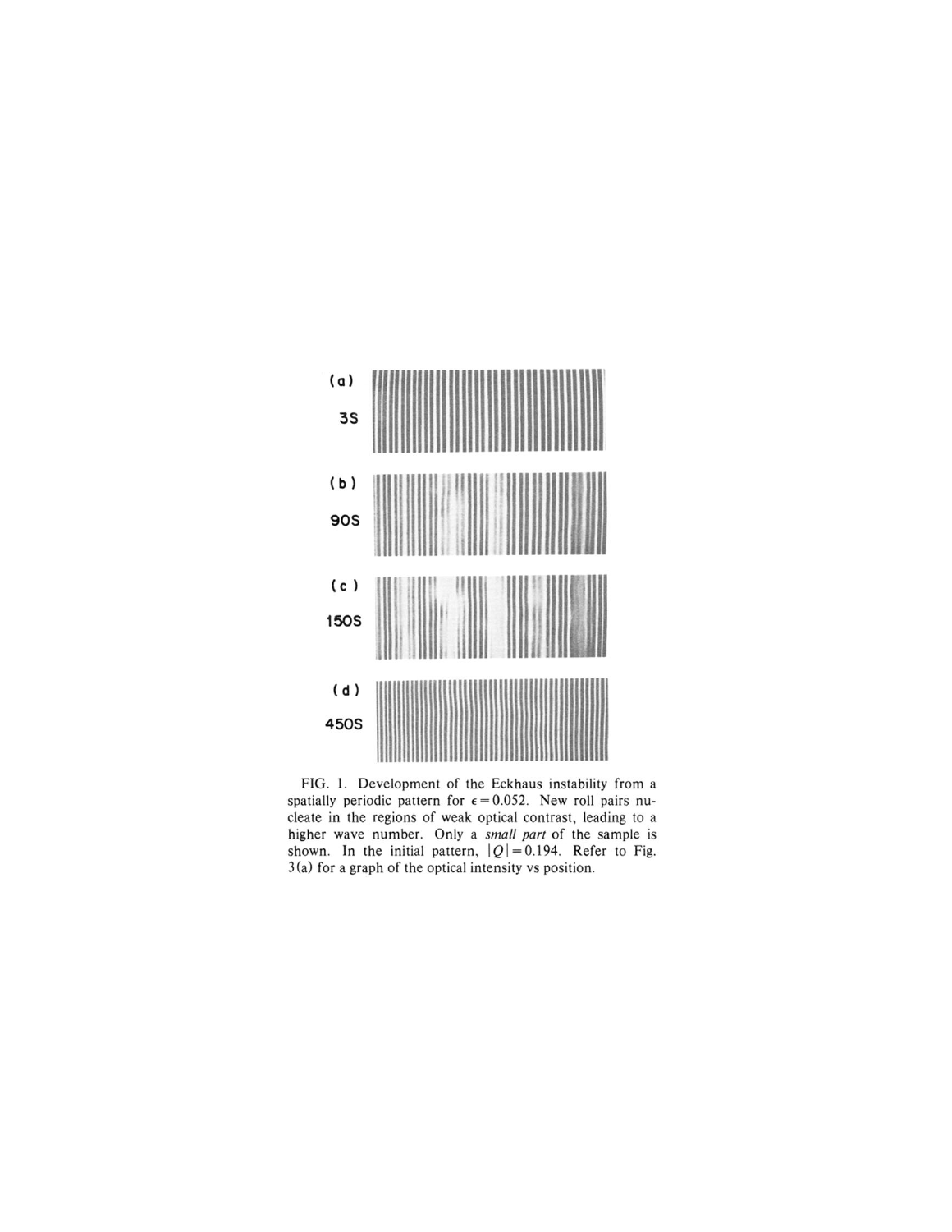(a)

3S

(b)

90S

(c)

150S

(d)

450S

FIG. 1. Development of the Eckhaus instability from a spatially periodic pattern for $\epsilon = 0.052$. New roll pairs nucleate in the regions of weak optical contrast, leading to a higher wave number. Only a *small part* of the sample is shown. In the initial pattern, $|Q| = 0.194$. Refer to Fig. 3(a) for a graph of the optical intensity vs position.